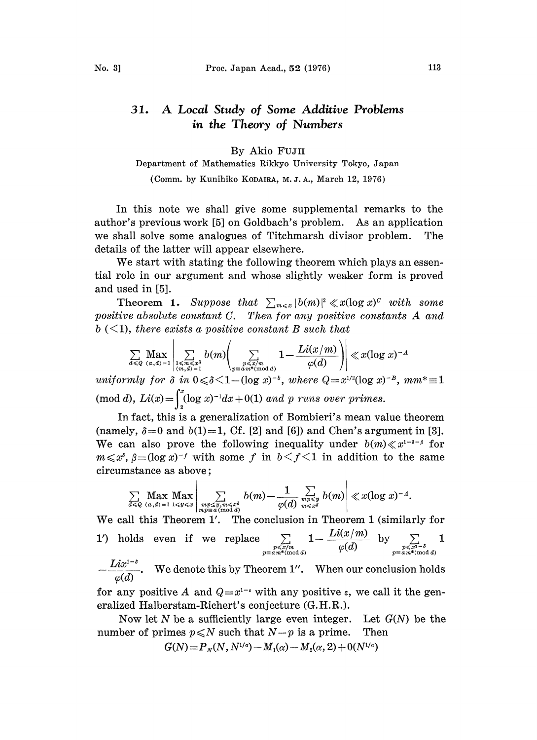# 31. *A Local Study of Some Additive Problems in the Theory of Numbers*

By Akio FUJII

Department of Mathematics Rikkyo University Tokyo, Japan

(Comm. by Kunihiko KODAIRA, M. J. A., March 12, 1976)

In this note we shall give some supplemental remarks to the author's previous work [5] on Goldbach's problem. As an application we shall solve some analogues of Titchmarsh divisor problem. The details of the latter will appear elsewhere.

We start with stating the following theorem which plays an essential role in our argument and whose slightly weaker form is proved and used in [5].

**Theorem 1.** *Suppose that* $\sum_{m\leqslant x}|b(m)|^2 \ll x(\log x)^C$ *with some positive absolute constant* $C$. *Then for any positive constants* $A$ *and* $b$ $(<1)$, *there exists a positive constant* $B$ *such that*

$$\sum_{d\leqslant Q} \operatorname*{Max}_{(a,d)=1} \left| \sum_{\substack{1\leqslant m\leqslant x^\delta \\ (m,d)=1}} b(m)\left( \sum_{\substack{p\leqslant x/m \\ p\equiv am^*(\bmod d)}} 1 - \frac{Li(x/m)}{\varphi(d)}\right)\right| \ll x(\log x)^{-A}$$

*uniformly for* $\delta$ *in* $0\leqslant\delta<1-(\log x)^{-b}$, *where* $Q=x^{1/2}(\log x)^{-B}$, $mm^*\equiv 1$ $(\bmod d)$, $Li(x)=\int_2^x(\log x)^{-1}dx+0(1)$ *and* $p$ *runs over primes.*

In fact, this is a generalization of Bombieri's mean value theorem (namely, $\delta=0$ and $b(1)=1$, Cf. [2] and [6]) and Chen's argument in [3]. We can also prove the following inequality under $b(m)\ll x^{1-\delta-\beta}$ for $m\leqslant x^\delta$, $\beta=(\log x)^{-f}$ with some $f$ in $b<f<1$ in addition to the same circumstance as above;

$$\sum_{d\leqslant Q} \operatorname*{Max}_{(a,d)=1} \operatorname*{Max}_{1\leqslant y\leqslant x} \left| \sum_{\substack{mp\leqslant y, m\leqslant x^\delta \\ mp\equiv a(\bmod d)}} b(m) - \frac{1}{\varphi(d)}\sum_{\substack{mp\leqslant y \\ m\leqslant x^\delta}} b(m)\right| \ll x(\log x)^{-A}.$$

We call this Theorem 1′. The conclusion in Theorem 1 (similarly for 1′) holds even if we replace $\sum_{\substack{p\leqslant x/m \\ p\equiv am^*(\bmod d)}} 1-\frac{Li(x/m)}{\varphi(d)}$ by $\sum_{\substack{p\leqslant x^{1-\delta} \\ p\equiv am^*(\bmod d)}} 1 -\frac{Lix^{1-\delta}}{\varphi(d)}$. We denote this by Theorem 1″. When our conclusion holds for any positive $A$ and $Q=x^{1-\varepsilon}$ with any positive $\varepsilon$, we call it the generalized Halberstam-Richert's conjecture (G.H.R.).

Now let $N$ be a sufficiently large even integer. Let $G(N)$ be the number of primes $p\leqslant N$ such that $N-p$ is a prime. Then

$$G(N)=P_N(N, N^{1/\alpha})-M_1(\alpha)-M_2(\alpha, 2)+0(N^{1/\alpha})$$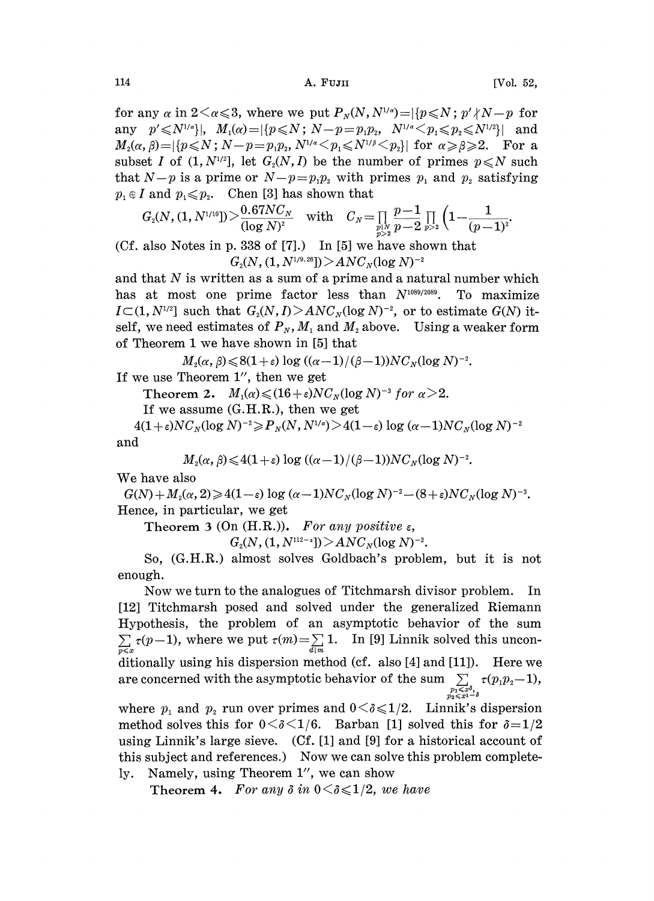for any $\alpha$ in $2<\alpha\leqslant 3$, where we put $P_N(N, N^{1/\alpha})=|\{p\leqslant N; p'\nmid N-p$ for any $p'\leqslant N^{1/\alpha}\}|$, $M_1(\alpha)=|\{p\leqslant N; N-p=p_1p_2, N^{1/\alpha}<p_1\leqslant p_2\leqslant N^{1/2}\}|$ and $M_2(\alpha,\beta)=|\{p\leqslant N; N-p=p_1p_2, N^{1/\alpha}<p_1\leqslant N^{1/\beta}<p_2\}|$ for $\alpha\geqslant\beta\geqslant 2$. For a subset $I$ of $(1, N^{1/2}]$, let $G_2(N, I)$ be the number of primes $p\leqslant N$ such that $N-p$ is a prime or $N-p=p_1p_2$ with primes $p_1$ and $p_2$ satisfying $p_1\notin I$ and $p_1\leqslant p_2$. Chen [3] has shown that

$$G_2(N, (1, N^{1/10}])>\frac{0.67NC_N}{(\log N)^2} \quad\text{with}\quad C_N=\prod_{\substack{p\mid N\\ p>2}}\frac{p-1}{p-2}\prod_{p>2}\left(1-\frac{1}{(p-1)^2}\right).$$

(Cf. also Notes in p. 338 of [7].) In [5] we have shown that

$$G_2(N, (1, N^{1/9.26}])>ANC_N(\log N)^{-2}$$

and that $N$ is written as a sum of a prime and a natural number which has at most one prime factor less than $N^{1089/2089}$. To maximize $I\subset(1, N^{1/2}]$ such that $G_2(N, I)>ANC_N(\log N)^{-2}$, or to estimate $G(N)$ itself, we need estimates of $P_N, M_1$ and $M_2$ above. Using a weaker form of Theorem 1 we have shown in [5] that

$$M_2(\alpha,\beta)\leqslant 8(1+\varepsilon)\log((\alpha-1)/(\beta-1))NC_N(\log N)^{-2}.$$

If we use Theorem 1″, then we get

**Theorem 2.** *$M_1(\alpha)\leqslant(16+\varepsilon)NC_N(\log N)^{-3}$ for $\alpha>2$.*

If we assume (G.H.R.), then we get

$$4(1+\varepsilon)NC_N(\log N)^{-2}\geqslant P_N(N, N^{1/\alpha})>4(1-\varepsilon)\log(\alpha-1)NC_N(\log N)^{-2}$$

and

$$M_2(\alpha,\beta)\leqslant 4(1+\varepsilon)\log((\alpha-1)/(\beta-1))NC_N(\log N)^{-2}.$$

We have also

$$G(N)+M_2(\alpha, 2)\geqslant 4(1-\varepsilon)\log(\alpha-1)NC_N(\log N)^{-2}-(8+\varepsilon)NC_N(\log N)^{-3}.$$

Hence, in particular, we get

**Theorem 3** (On (H.R.)). *For any positive $\varepsilon$,*

$$G_2(N, (1, N^{1/2-\varepsilon}])>ANC_N(\log N)^{-2}.$$

So, (G.H.R.) almost solves Goldbach's problem, but it is not enough.

Now we turn to the analogues of Titchmarsh divisor problem. In [12] Titchmarsh posed and solved under the generalized Riemann Hypothesis, the problem of an asymptotic behavior of the sum $\sum_{p\leqslant x}\tau(p-1)$, where we put $\tau(m)=\sum_{d\mid m}1$. In [9] Linnik solved this unconditionally using his dispersion method (cf. also [4] and [11]). Here we are concerned with the asymptotic behavior of the sum $\sum_{\substack{p_1\leqslant x^{\delta},\\ p_2\leqslant x^{1-\delta}}}\tau(p_1p_2-1)$, where $p_1$ and $p_2$ run over primes and $0<\delta\leqslant 1/2$. Linnik's dispersion method solves this for $0<\delta<1/6$. Barban [1] solved this for $\delta=1/2$ using Linnik's large sieve. (Cf. [1] and [9] for a historical account of this subject and references.) Now we can solve this problem completely. Namely, using Theorem 1″, we can show

**Theorem 4.** *For any $\delta$ in $0<\delta\leqslant 1/2$, we have*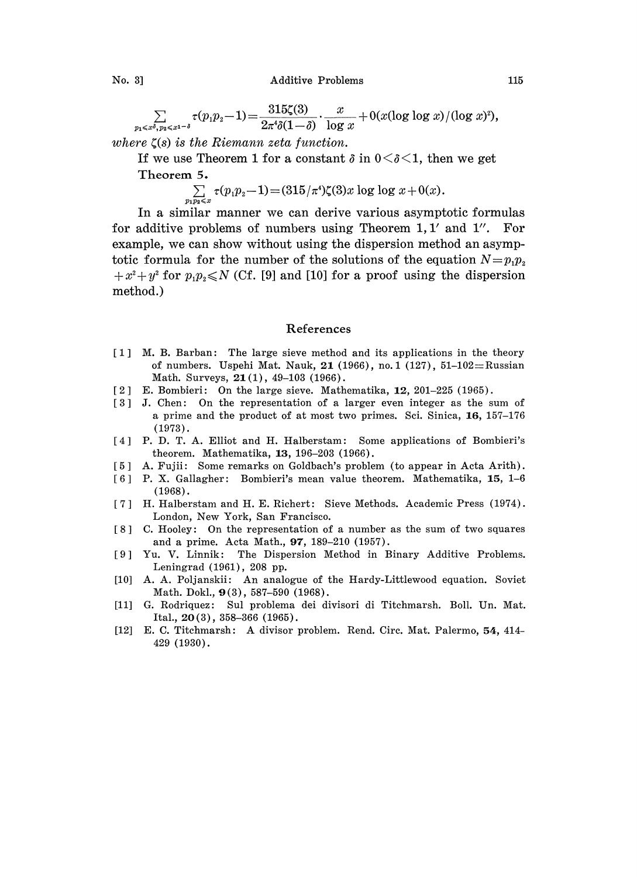$$\sum_{p_1 \leqslant x^\delta, p_2 \leqslant x^{1-\delta}} \tau(p_1 p_2 - 1) = \frac{315\zeta(3)}{2\pi^4 \delta(1-\delta)} \cdot \frac{x}{\log x} + 0(x(\log\log x)/(\log x)^2),$$

*where* $\zeta(s)$ *is the Riemann zeta function.*

If we use Theorem 1 for a constant $\delta$ in $0<\delta<1$, then we get

**Theorem 5.**

$$\sum_{p_1 p_2 \leqslant x} \tau(p_1 p_2 - 1) = (315/\pi^4)\zeta(3) x \log\log x + 0(x).$$

In a similar manner we can derive various asymptotic formulas for additive problems of numbers using Theorem 1, 1′ and 1″. For example, we can show without using the dispersion method an asymptotic formula for the number of the solutions of the equation $N = p_1 p_2 + x^2 + y^2$ for $p_1 p_2 \leqslant N$ (Cf. [9] and [10] for a proof using the dispersion method.)

## References

[1] M. B. Barban: The large sieve method and its applications in the theory of numbers. Uspehi Mat. Nauk, **21** (1966), no. 1 (127), 51–102 = Russian Math. Surveys, **21** (1), 49–103 (1966).

[2] E. Bombieri: On the large sieve. Mathematika, **12**, 201–225 (1965).

[3] J. Chen: On the representation of a larger even integer as the sum of a prime and the product of at most two primes. Sci. Sinica, **16**, 157–176 (1973).

[4] P. D. T. A. Elliot and H. Halberstam: Some applications of Bombieri's theorem. Mathematika, **13**, 196–203 (1966).

[5] A. Fujii: Some remarks on Goldbach's problem (to appear in Acta Arith).

[6] P. X. Gallagher: Bombieri's mean value theorem. Mathematika, **15**, 1–6 (1968).

[7] H. Halberstam and H. E. Richert: Sieve Methods. Academic Press (1974). London, New York, San Francisco.

[8] C. Hooley: On the representation of a number as the sum of two squares and a prime. Acta Math., **97**, 189–210 (1957).

[9] Yu. V. Linnik: The Dispersion Method in Binary Additive Problems. Leningrad (1961), 208 pp.

[10] A. A. Poljanskii: An analogue of the Hardy-Littlewood equation. Soviet Math. Dokl., **9** (3), 587–590 (1968).

[11] G. Rodriquez: Sul problema dei divisori di Titchmarsh. Boll. Un. Mat. Ital., **20** (3), 358–366 (1965).

[12] E. C. Titchmarsh: A divisor problem. Rend. Circ. Mat. Palermo, **54**, 414–429 (1930).